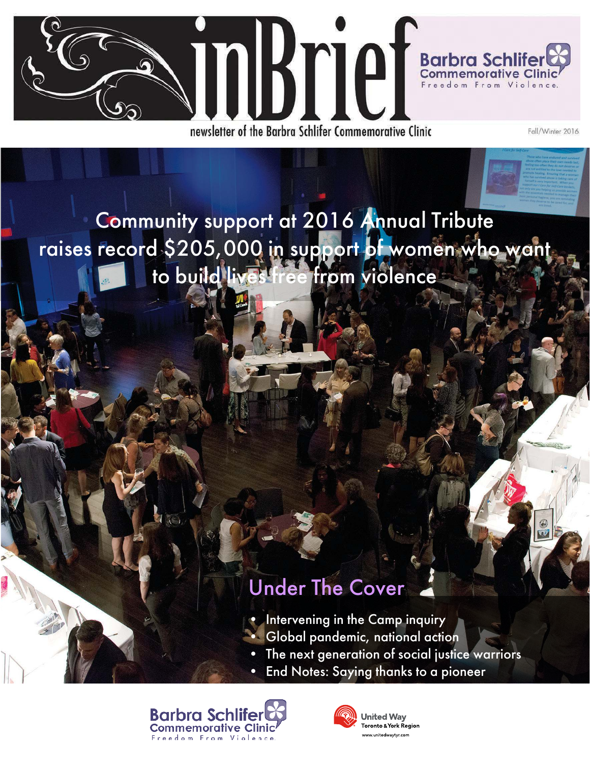# inBrief

**Barbra Schlifer Commemorative Clinic**
Freedom From Violence.

newsletter of the Barbra Schlifer Commemorative Clinic

Fall/Winter 2016

## Community support at 2016 Annual Tribute raises record $205,000 in support of women who want to build lives free from violence

## Under The Cover

- Intervening in the Camp inquiry
- Global pandemic, national action
- The next generation of social justice warriors
- End Notes: Saying thanks to a pioneer

Barbra Schlifer Commemorative Clinic
Freedom From Violence.

United Way
Toronto & York Region
www.unitedwaytyr.com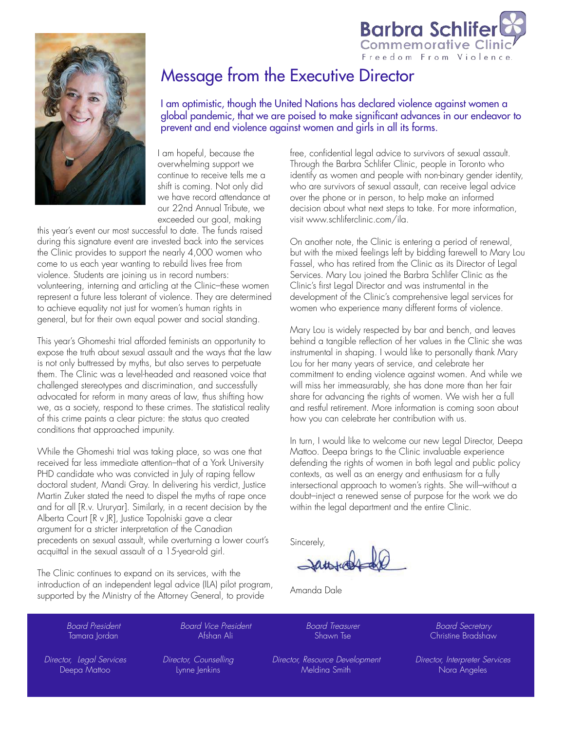Barbra Schlifer Commemorative Clinic
Freedom From Violence

# Message from the Executive Director

I am optimistic, though the United Nations has declared violence against women a global pandemic, that we are poised to make significant advances in our endeavor to prevent and end violence against women and girls in all its forms.

I am hopeful, because the overwhelming support we continue to receive tells me a shift is coming. Not only did we have record attendance at our 22nd Annual Tribute, we exceeded our goal, making this year's event our most successful to date. The funds raised during this signature event are invested back into the services the Clinic provides to support the nearly 4,000 women who come to us each year wanting to rebuild lives free from violence. Students are joining us in record numbers: volunteering, interning and articling at the Clinic–these women represent a future less tolerant of violence. They are determined to achieve equality not just for women's human rights in general, but for their own equal power and social standing.

This year's Ghomeshi trial afforded feminists an opportunity to expose the truth about sexual assault and the ways that the law is not only buttressed by myths, but also serves to perpetuate them. The Clinic was a level-headed and reasoned voice that challenged stereotypes and discrimination, and successfully advocated for reform in many areas of law, thus shifting how we, as a society, respond to these crimes. The statistical reality of this crime paints a clear picture: the status quo created conditions that approached impunity.

While the Ghomeshi trial was taking place, so was one that received far less immediate attention–that of a York University PHD candidate who was convicted in July of raping fellow doctoral student, Mandi Gray. In delivering his verdict, Justice Martin Zuker stated the need to dispel the myths of rape once and for all [R.v. Ururyar]. Similarly, in a recent decision by the Alberta Court [R v JR], Justice Topolniski gave a clear argument for a stricter interpretation of the Canadian precedents on sexual assault, while overturning a lower court's acquittal in the sexual assault of a 15-year-old girl.

The Clinic continues to expand on its services, with the introduction of an independent legal advice (ILA) pilot program, supported by the Ministry of the Attorney General, to provide free, confidential legal advice to survivors of sexual assault. Through the Barbra Schlifer Clinic, people in Toronto who identify as women and people with non-binary gender identity, who are survivors of sexual assault, can receive legal advice over the phone or in person, to help make an informed decision about what next steps to take. For more information, visit www.schliferclinic.com/ila.

On another note, the Clinic is entering a period of renewal, but with the mixed feelings left by bidding farewell to Mary Lou Fassel, who has retired from the Clinic as its Director of Legal Services. Mary Lou joined the Barbra Schlifer Clinic as the Clinic's first Legal Director and was instrumental in the development of the Clinic's comprehensive legal services for women who experience many different forms of violence.

Mary Lou is widely respected by bar and bench, and leaves behind a tangible reflection of her values in the Clinic she was instrumental in shaping. I would like to personally thank Mary Lou for her many years of service, and celebrate her commitment to ending violence against women. And while we will miss her immeasurably, she has done more than her fair share for advancing the rights of women. We wish her a full and restful retirement. More information is coming soon about how you can celebrate her contribution with us.

In turn, I would like to welcome our new Legal Director, Deepa Mattoo. Deepa brings to the Clinic invaluable experience defending the rights of women in both legal and public policy contexts, as well as an energy and enthusiasm for a fully intersectional approach to women's rights. She will–without a doubt–inject a renewed sense of purpose for the work we do within the legal department and the entire Clinic.

Sincerely,

Amanda Dale

*Board President*
Tamara Jordan

*Board Vice President*
Afshan Ali

*Board Treasurer*
Shawn Tse

*Board Secretary*
Christine Bradshaw

*Director, Legal Services*
Deepa Mattoo

*Director, Counselling*
Lynne Jenkins

*Director, Resource Development*
Meldina Smith

*Director, Interpreter Services*
Nora Angeles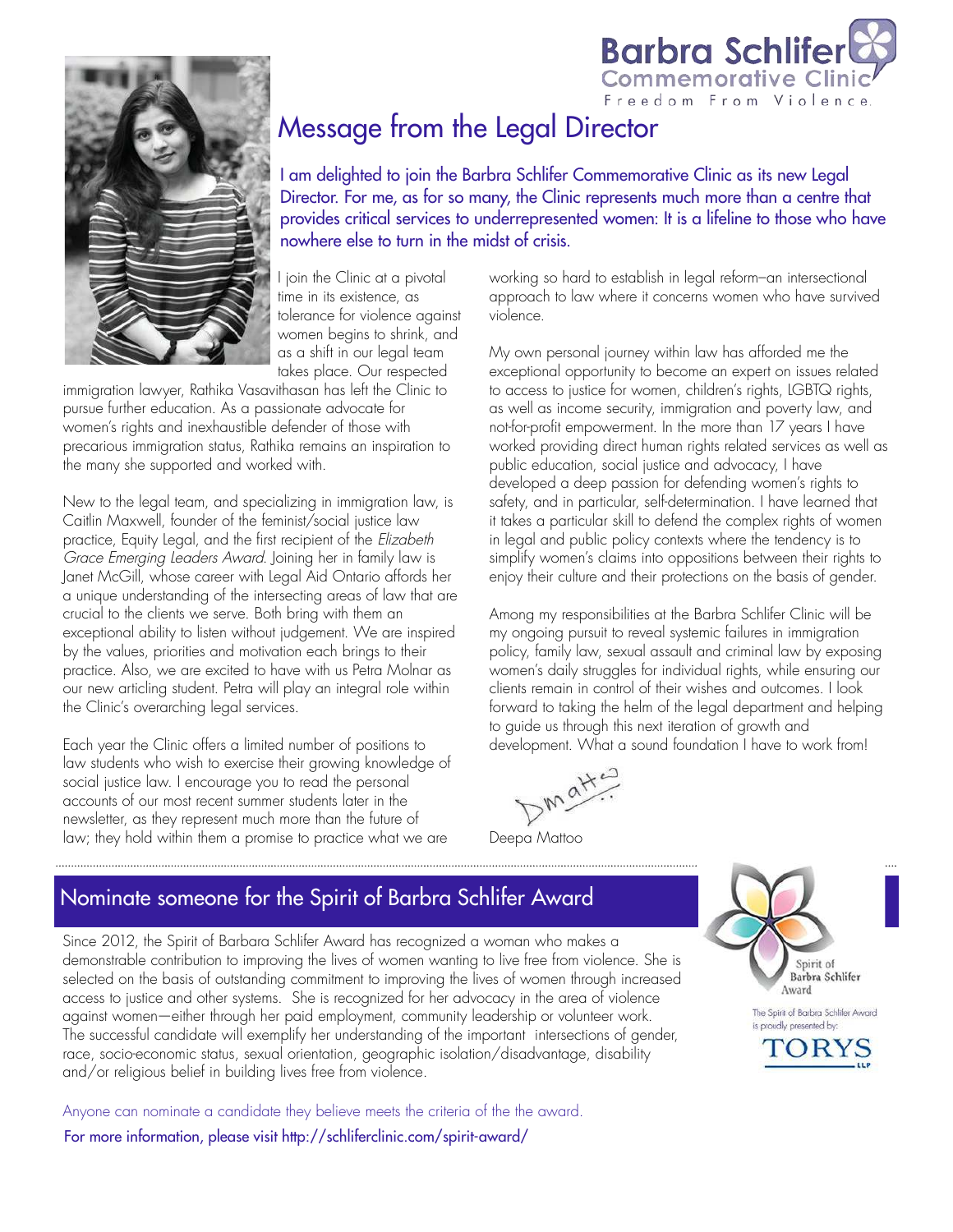Barbra Schlifer Commemorative Clinic
Freedom From Violence.

# Message from the Legal Director

I am delighted to join the Barbra Schlifer Commemorative Clinic as its new Legal Director. For me, as for so many, the Clinic represents much more than a centre that provides critical services to underrepresented women: It is a lifeline to those who have nowhere else to turn in the midst of crisis.

I join the Clinic at a pivotal time in its existence, as tolerance for violence against women begins to shrink, and as a shift in our legal team takes place. Our respected immigration lawyer, Rathika Vasavithasan has left the Clinic to pursue further education. As a passionate advocate for women's rights and inexhaustible defender of those with precarious immigration status, Rathika remains an inspiration to the many she supported and worked with.

New to the legal team, and specializing in immigration law, is Caitlin Maxwell, founder of the feminist/social justice law practice, Equity Legal, and the first recipient of the *Elizabeth Grace Emerging Leaders Award*. Joining her in family law is Janet McGill, whose career with Legal Aid Ontario affords her a unique understanding of the intersecting areas of law that are crucial to the clients we serve. Both bring with them an exceptional ability to listen without judgement. We are inspired by the values, priorities and motivation each brings to their practice. Also, we are excited to have with us Petra Molnar as our new articling student. Petra will play an integral role within the Clinic's overarching legal services.

Each year the Clinic offers a limited number of positions to law students who wish to exercise their growing knowledge of social justice law. I encourage you to read the personal accounts of our most recent summer students later in the newsletter, as they represent much more than the future of law; they hold within them a promise to practice what we are working so hard to establish in legal reform–an intersectional approach to law where it concerns women who have survived violence.

My own personal journey within law has afforded me the exceptional opportunity to become an expert on issues related to access to justice for women, children's rights, LGBTQ rights, as well as income security, immigration and poverty law, and not-for-profit empowerment. In the more than 17 years I have worked providing direct human rights related services as well as public education, social justice and advocacy, I have developed a deep passion for defending women's rights to safety, and in particular, self-determination. I have learned that it takes a particular skill to defend the complex rights of women in legal and public policy contexts where the tendency is to simplify women's claims into oppositions between their rights to enjoy their culture and their protections on the basis of gender.

Among my responsibilities at the Barbra Schlifer Clinic will be my ongoing pursuit to reveal systemic failures in immigration policy, family law, sexual assault and criminal law by exposing women's daily struggles for individual rights, while ensuring our clients remain in control of their wishes and outcomes. I look forward to taking the helm of the legal department and helping to guide us through this next iteration of growth and development. What a sound foundation I have to work from!

Deepa Mattoo

## Nominate someone for the Spirit of Barbra Schlifer Award

Since 2012, the Spirit of Barbara Schlifer Award has recognized a woman who makes a demonstrable contribution to improving the lives of women wanting to live free from violence. She is selected on the basis of outstanding commitment to improving the lives of women through increased access to justice and other systems. She is recognized for her advocacy in the area of violence against women—either through her paid employment, community leadership or volunteer work. The successful candidate will exemplify her understanding of the important intersections of gender, race, socio-economic status, sexual orientation, geographic isolation/disadvantage, disability and/or religious belief in building lives free from violence.

Anyone can nominate a candidate they believe meets the criteria of the the award.

For more information, please visit http://schliferclinic.com/spirit-award/

Spirit of Barbra Schlifer Award

The Spirit of Barbra Schlifer Award is proudly presented by: TORYS LLP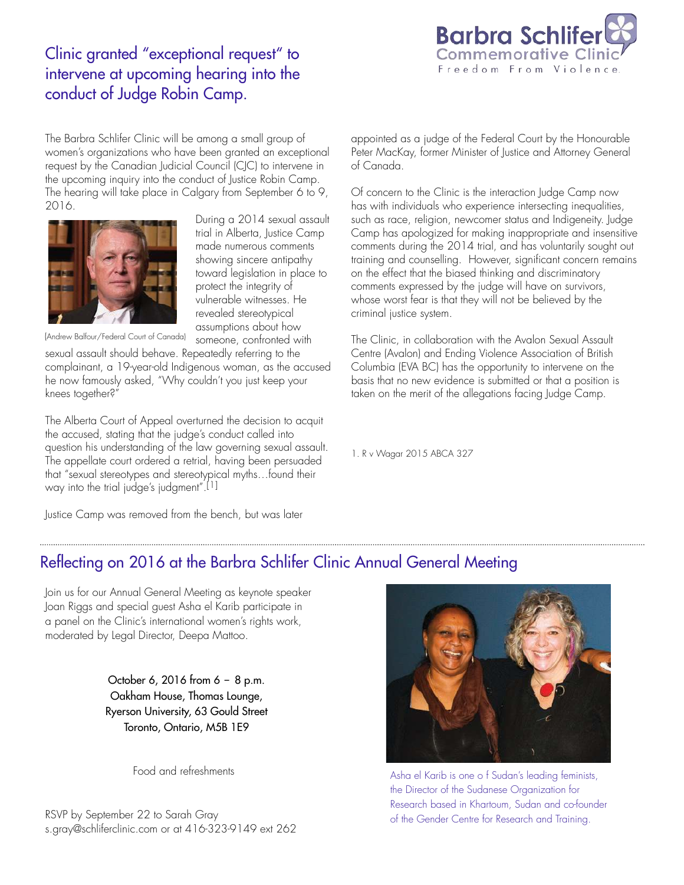## Clinic granted "exceptional request" to intervene at upcoming hearing into the conduct of Judge Robin Camp.

The Barbra Schlifer Clinic will be among a small group of women's organizations who have been granted an exceptional request by the Canadian Judicial Council (CJC) to intervene in the upcoming inquiry into the conduct of Justice Robin Camp. The hearing will take place in Calgary from September 6 to 9, 2016.

(Andrew Balfour/Federal Court of Canada)

During a 2014 sexual assault trial in Alberta, Justice Camp made numerous comments showing sincere antipathy toward legislation in place to protect the integrity of vulnerable witnesses. He revealed stereotypical assumptions about how someone, confronted with sexual assault should behave. Repeatedly referring to the complainant, a 19-year-old Indigenous woman, as the accused he now famously asked, "Why couldn't you just keep your knees together?"

The Alberta Court of Appeal overturned the decision to acquit the accused, stating that the judge's conduct called into question his understanding of the law governing sexual assault. The appellate court ordered a retrial, having been persuaded that "sexual stereotypes and stereotypical myths…found their way into the trial judge's judgment".[1]

Justice Camp was removed from the bench, but was later appointed as a judge of the Federal Court by the Honourable Peter MacKay, former Minister of Justice and Attorney General of Canada.

Of concern to the Clinic is the interaction Judge Camp now has with individuals who experience intersecting inequalities, such as race, religion, newcomer status and Indigeneity. Judge Camp has apologized for making inappropriate and insensitive comments during the 2014 trial, and has voluntarily sought out training and counselling. However, significant concern remains on the effect that the biased thinking and discriminatory comments expressed by the judge will have on survivors, whose worst fear is that they will not be believed by the criminal justice system.

The Clinic, in collaboration with the Avalon Sexual Assault Centre (Avalon) and Ending Violence Association of British Columbia (EVA BC) has the opportunity to intervene on the basis that no new evidence is submitted or that a position is taken on the merit of the allegations facing Judge Camp.

1. R v Wagar 2015 ABCA 327

## Reflecting on 2016 at the Barbra Schlifer Clinic Annual General Meeting

Join us for our Annual General Meeting as keynote speaker Joan Riggs and special guest Asha el Karib participate in a panel on the Clinic's international women's rights work, moderated by Legal Director, Deepa Mattoo.

October 6, 2016 from 6 – 8 p.m.
Oakham House, Thomas Lounge,
Ryerson University, 63 Gould Street
Toronto, Ontario, M5B 1E9

Food and refreshments

RSVP by September 22 to Sarah Gray
s.gray@schliferclinic.com or at 416-323-9149 ext 262

Asha el Karib is one o f Sudan's leading feminists, the Director of the Sudanese Organization for Research based in Khartoum, Sudan and co-founder of the Gender Centre for Research and Training.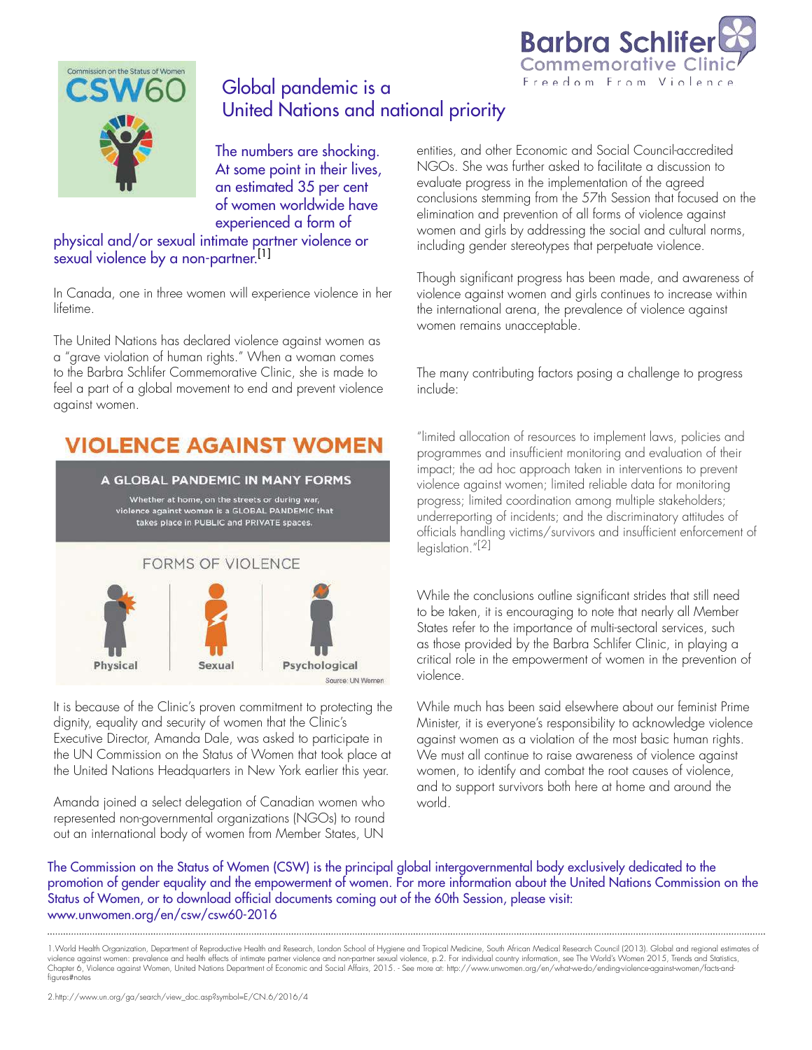# Global pandemic is a United Nations and national priority

The numbers are shocking. At some point in their lives, an estimated 35 per cent of women worldwide have experienced a form of physical and/or sexual intimate partner violence or sexual violence by a non-partner.[1]

In Canada, one in three women will experience violence in her lifetime.

The United Nations has declared violence against women as a "grave violation of human rights." When a woman comes to the Barbra Schlifer Commemorative Clinic, she is made to feel a part of a global movement to end and prevent violence against women.

## VIOLENCE AGAINST WOMEN

### A GLOBAL PANDEMIC IN MANY FORMS

Whether at home, on the streets or during war, violence against women is a GLOBAL PANDEMIC that takes place in PUBLIC and PRIVATE spaces.

FORMS OF VIOLENCE

Physical | Sexual | Psychological

Source: UN Women

It is because of the Clinic's proven commitment to protecting the dignity, equality and security of women that the Clinic's Executive Director, Amanda Dale, was asked to participate in the UN Commission on the Status of Women that took place at the United Nations Headquarters in New York earlier this year.

Amanda joined a select delegation of Canadian women who represented non-governmental organizations (NGOs) to round out an international body of women from Member States, UN entities, and other Economic and Social Council-accredited NGOs. She was further asked to facilitate a discussion to evaluate progress in the implementation of the agreed conclusions stemming from the 57th Session that focused on the elimination and prevention of all forms of violence against women and girls by addressing the social and cultural norms, including gender stereotypes that perpetuate violence.

Though significant progress has been made, and awareness of violence against women and girls continues to increase within the international arena, the prevalence of violence against women remains unacceptable.

The many contributing factors posing a challenge to progress include:

"limited allocation of resources to implement laws, policies and programmes and insufficient monitoring and evaluation of their impact; the ad hoc approach taken in interventions to prevent violence against women; limited reliable data for monitoring progress; limited coordination among multiple stakeholders; underreporting of incidents; and the discriminatory attitudes of officials handling victims/survivors and insufficient enforcement of legislation."[2]

While the conclusions outline significant strides that still need to be taken, it is encouraging to note that nearly all Member States refer to the importance of multi-sectoral services, such as those provided by the Barbra Schlifer Clinic, in playing a critical role in the empowerment of women in the prevention of violence.

While much has been said elsewhere about our feminist Prime Minister, it is everyone's responsibility to acknowledge violence against women as a violation of the most basic human rights. We must all continue to raise awareness of violence against women, to identify and combat the root causes of violence, and to support survivors both here at home and around the world.

The Commission on the Status of Women (CSW) is the principal global intergovernmental body exclusively dedicated to the promotion of gender equality and the empowerment of women. For more information about the United Nations Commission on the Status of Women, or to download official documents coming out of the 60th Session, please visit: www.unwomen.org/en/csw/csw60-2016

---

1. World Health Organization, Department of Reproductive Health and Research, London School of Hygiene and Tropical Medicine, South African Medical Research Council (2013). Global and regional estimates of violence against women: prevalence and health effects of intimate partner violence and non-partner sexual violence, p.2. For individual country information, see The World's Women 2015, Trends and Statistics, Chapter 6, Violence against Women, United Nations Department of Economic and Social Affairs, 2015. - See more at: http://www.unwomen.org/en/what-we-do/ending-violence-against-women/facts-and-figures#notes

2. http://www.un.org/ga/search/view_doc.asp?symbol=E/CN.6/2016/4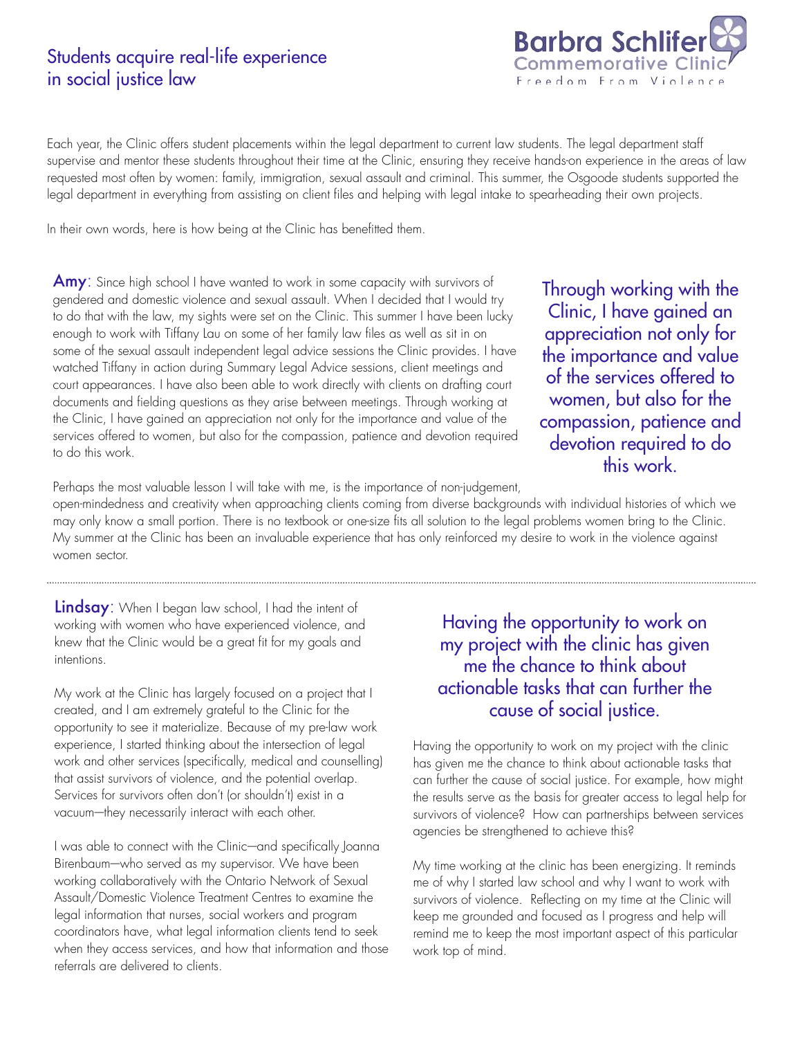# Students acquire real-life experience in social justice law

Barbra Schlifer Commemorative Clinic
Freedom From Violence

Each year, the Clinic offers student placements within the legal department to current law students. The legal department staff supervise and mentor these students throughout their time at the Clinic, ensuring they receive hands-on experience in the areas of law requested most often by women: family, immigration, sexual assault and criminal. This summer, the Osgoode students supported the legal department in everything from assisting on client files and helping with legal intake to spearheading their own projects.

In their own words, here is how being at the Clinic has benefitted them.

**Amy**: Since high school I have wanted to work in some capacity with survivors of gendered and domestic violence and sexual assault. When I decided that I would try to do that with the law, my sights were set on the Clinic. This summer I have been lucky enough to work with Tiffany Lau on some of her family law files as well as sit in on some of the sexual assault independent legal advice sessions the Clinic provides. I have watched Tiffany in action during Summary Legal Advice sessions, client meetings and court appearances. I have also been able to work directly with clients on drafting court documents and fielding questions as they arise between meetings. Through working at the Clinic, I have gained an appreciation not only for the importance and value of the services offered to women, but also for the compassion, patience and devotion required to do this work.

> Through working with the Clinic, I have gained an appreciation not only for the importance and value of the services offered to women, but also for the compassion, patience and devotion required to do this work.

Perhaps the most valuable lesson I will take with me, is the importance of non-judgement, open-mindedness and creativity when approaching clients coming from diverse backgrounds with individual histories of which we may only know a small portion. There is no textbook or one-size fits all solution to the legal problems women bring to the Clinic. My summer at the Clinic has been an invaluable experience that has only reinforced my desire to work in the violence against women sector.

---

**Lindsay**: When I began law school, I had the intent of working with women who have experienced violence, and knew that the Clinic would be a great fit for my goals and intentions.

My work at the Clinic has largely focused on a project that I created, and I am extremely grateful to the Clinic for the opportunity to see it materialize. Because of my pre-law work experience, I started thinking about the intersection of legal work and other services (specifically, medical and counselling) that assist survivors of violence, and the potential overlap. Services for survivors often don't (or shouldn't) exist in a vacuum—they necessarily interact with each other.

I was able to connect with the Clinic—and specifically Joanna Birenbaum—who served as my supervisor. We have been working collaboratively with the Ontario Network of Sexual Assault/Domestic Violence Treatment Centres to examine the legal information that nurses, social workers and program coordinators have, what legal information clients tend to seek when they access services, and how that information and those referrals are delivered to clients.

> Having the opportunity to work on my project with the clinic has given me the chance to think about actionable tasks that can further the cause of social justice.

Having the opportunity to work on my project with the clinic has given me the chance to think about actionable tasks that can further the cause of social justice. For example, how might the results serve as the basis for greater access to legal help for survivors of violence? How can partnerships between services agencies be strengthened to achieve this?

My time working at the clinic has been energizing. It reminds me of why I started law school and why I want to work with survivors of violence. Reflecting on my time at the Clinic will keep me grounded and focused as I progress and help will remind me to keep the most important aspect of this particular work top of mind.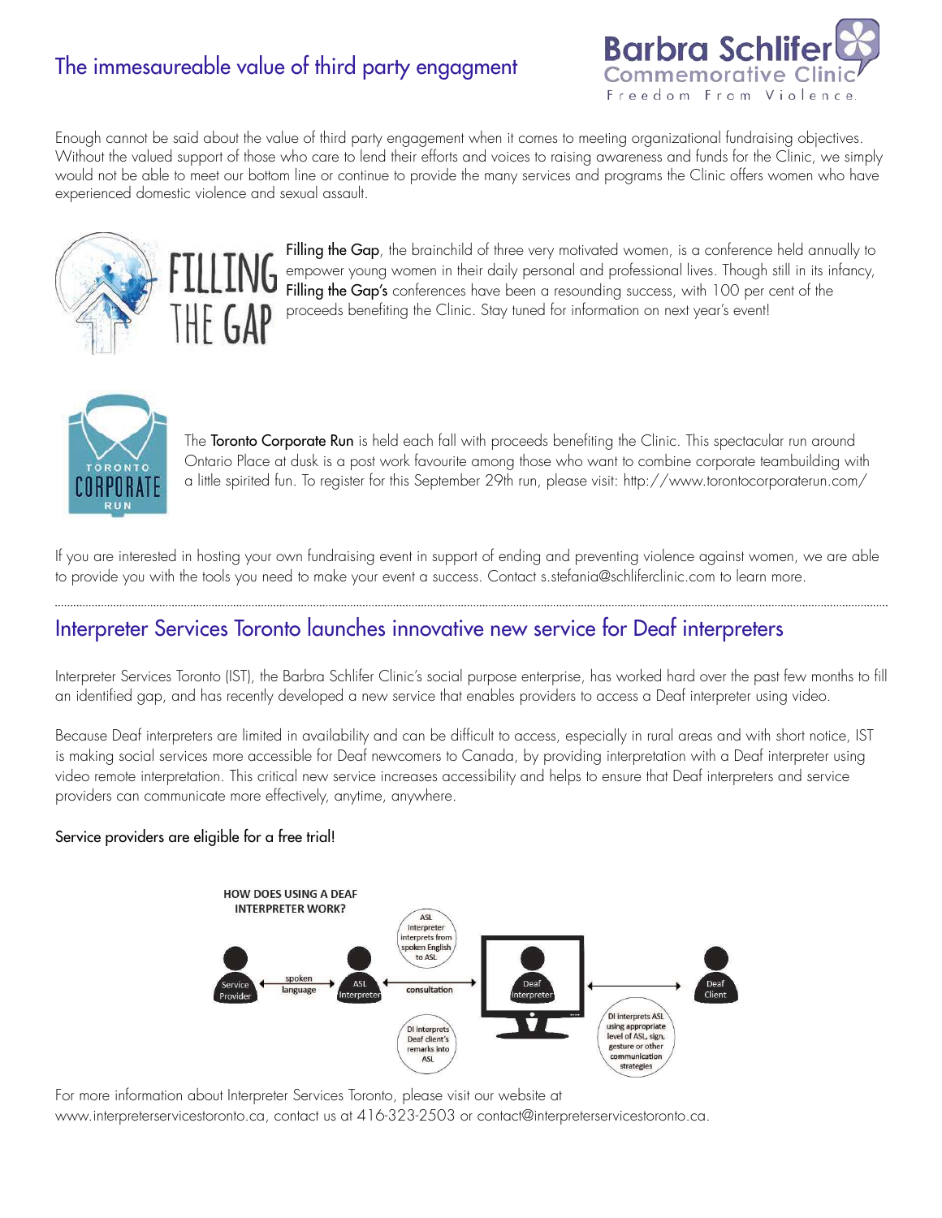## The immesaureable value of third party engagment

Enough cannot be said about the value of third party engagement when it comes to meeting organizational fundraising objectives. Without the valued support of those who care to lend their efforts and voices to raising awareness and funds for the Clinic, we simply would not be able to meet our bottom line or continue to provide the many services and programs the Clinic offers women who have experienced domestic violence and sexual assault.

**Filling the Gap**, the brainchild of three very motivated women, is a conference held annually to empower young women in their daily personal and professional lives. Though still in its infancy, **Filling the Gap's** conferences have been a resounding success, with 100 per cent of the proceeds benefiting the Clinic. Stay tuned for information on next year's event!

The **Toronto Corporate Run** is held each fall with proceeds benefiting the Clinic. This spectacular run around Ontario Place at dusk is a post work favourite among those who want to combine corporate teambuilding with a little spirited fun. To register for this September 29th run, please visit: http://www.torontocorporaterun.com/

If you are interested in hosting your own fundraising event in support of ending and preventing violence against women, we are able to provide you with the tools you need to make your event a success. Contact s.stefania@schliferclinic.com to learn more.

## Interpreter Services Toronto launches innovative new service for Deaf interpreters

Interpreter Services Toronto (IST), the Barbra Schlifer Clinic's social purpose enterprise, has worked hard over the past few months to fill an identified gap, and has recently developed a new service that enables providers to access a Deaf interpreter using video.

Because Deaf interpreters are limited in availability and can be difficult to access, especially in rural areas and with short notice, IST is making social services more accessible for Deaf newcomers to Canada, by providing interpretation with a Deaf interpreter using video remote interpretation. This critical new service increases accessibility and helps to ensure that Deaf interpreters and service providers can communicate more effectively, anytime, anywhere.

**Service providers are eligible for a free trial!**

**HOW DOES USING A DEAF INTERPRETER WORK?**

Service Provider ↔ (spoken language) ↔ ASL Interpreter ↔ (consultation) ↔ Deaf Interpreter ↔ Deaf Client

- ASL interpreter interprets from spoken English to ASL
- DI interprets Deaf client's remarks into ASL
- DI interprets ASL using appropriate level of ASL, sign, gesture or other communication strategies

For more information about Interpreter Services Toronto, please visit our website at www.interpreterservicestoronto.ca, contact us at 416-323-2503 or contact@interpreterservicestoronto.ca.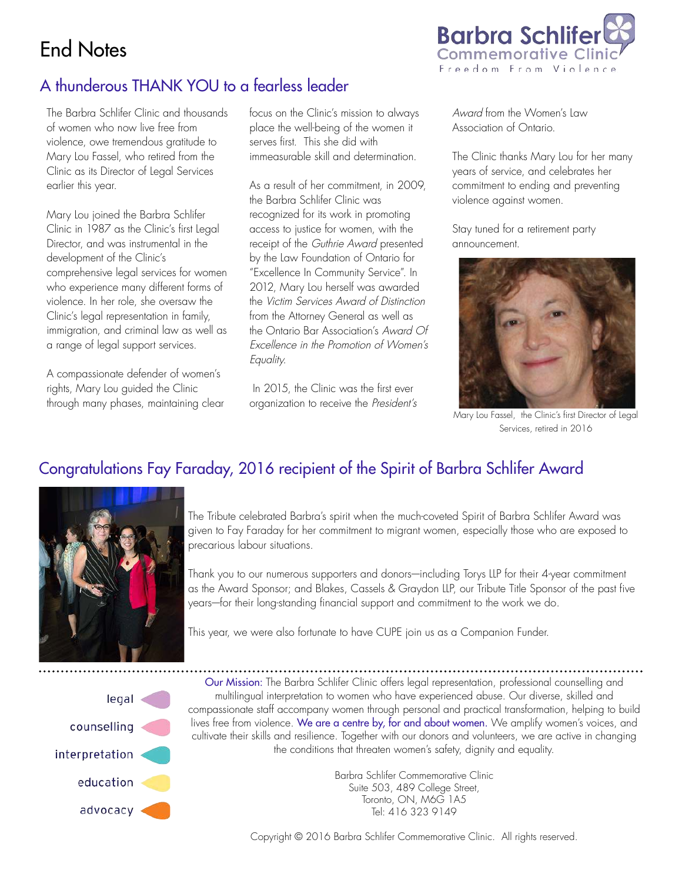# End Notes

Barbra Schlifer Commemorative Clinic
Freedom From Violence

## A thunderous THANK YOU to a fearless leader

The Barbra Schlifer Clinic and thousands of women who now live free from violence, owe tremendous gratitude to Mary Lou Fassel, who retired from the Clinic as its Director of Legal Services earlier this year.

Mary Lou joined the Barbra Schlifer Clinic in 1987 as the Clinic's first Legal Director, and was instrumental in the development of the Clinic's comprehensive legal services for women who experience many different forms of violence. In her role, she oversaw the Clinic's legal representation in family, immigration, and criminal law as well as a range of legal support services.

A compassionate defender of women's rights, Mary Lou guided the Clinic through many phases, maintaining clear focus on the Clinic's mission to always place the well-being of the women it serves first. This she did with immeasurable skill and determination.

As a result of her commitment, in 2009, the Barbra Schlifer Clinic was recognized for its work in promoting access to justice for women, with the receipt of the *Guthrie Award* presented by the Law Foundation of Ontario for "Excellence In Community Service". In 2012, Mary Lou herself was awarded the *Victim Services Award of Distinction* from the Attorney General as well as the Ontario Bar Association's *Award Of Excellence in the Promotion of Women's Equality*.

In 2015, the Clinic was the first ever organization to receive the *President's Award* from the Women's Law Association of Ontario.

The Clinic thanks Mary Lou for her many years of service, and celebrates her commitment to ending and preventing violence against women.

Stay tuned for a retirement party announcement.

Mary Lou Fassel, the Clinic's first Director of Legal Services, retired in 2016

## Congratulations Fay Faraday, 2016 recipient of the Spirit of Barbra Schlifer Award

The Tribute celebrated Barbra's spirit when the much-coveted Spirit of Barbra Schlifer Award was given to Fay Faraday for her commitment to migrant women, especially those who are exposed to precarious labour situations.

Thank you to our numerous supporters and donors—including Torys LLP for their 4-year commitment as the Award Sponsor; and Blakes, Cassels & Graydon LLP, our Tribute Title Sponsor of the past five years—for their long-standing financial support and commitment to the work we do.

This year, we were also fortunate to have CUPE join us as a Companion Funder.

---

- legal
- counselling
- interpretation
- education
- advocacy

Our Mission: The Barbra Schlifer Clinic offers legal representation, professional counselling and multilingual interpretation to women who have experienced abuse. Our diverse, skilled and compassionate staff accompany women through personal and practical transformation, helping to build lives free from violence. We are a centre by, for and about women. We amplify women's voices, and cultivate their skills and resilience. Together with our donors and volunteers, we are active in changing the conditions that threaten women's safety, dignity and equality.

Barbra Schlifer Commemorative Clinic
Suite 503, 489 College Street,
Toronto, ON, M6G 1A5
Tel: 416 323 9149

Copyright © 2016 Barbra Schlifer Commemorative Clinic. All rights reserved.